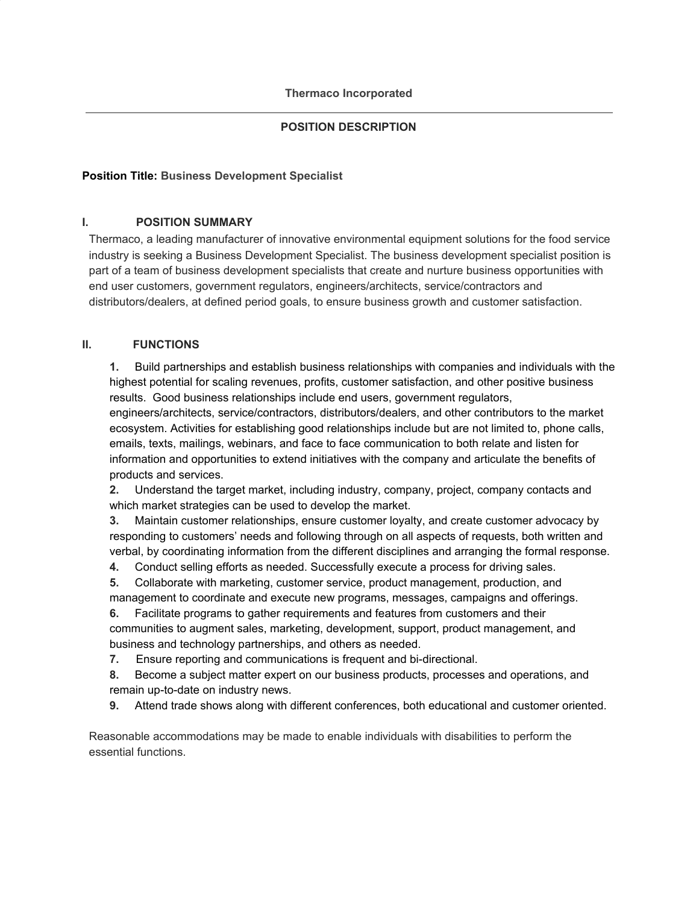# Thermaco Incorporated

---

## POSITION DESCRIPTION

**Position Title:** **Business Development Specialist**

### I. POSITION SUMMARY

Thermaco, a leading manufacturer of innovative environmental equipment solutions for the food service industry is seeking a Business Development Specialist. The business development specialist position is part of a team of business development specialists that create and nurture business opportunities with end user customers, government regulators, engineers/architects, service/contractors and distributors/dealers, at defined period goals, to ensure business growth and customer satisfaction.

### II. FUNCTIONS

1. Build partnerships and establish business relationships with companies and individuals with the highest potential for scaling revenues, profits, customer satisfaction, and other positive business results. Good business relationships include end users, government regulators, engineers/architects, service/contractors, distributors/dealers, and other contributors to the market ecosystem. Activities for establishing good relationships include but are not limited to, phone calls, emails, texts, mailings, webinars, and face to face communication to both relate and listen for information and opportunities to extend initiatives with the company and articulate the benefits of products and services.
2. Understand the target market, including industry, company, project, company contacts and which market strategies can be used to develop the market.
3. Maintain customer relationships, ensure customer loyalty, and create customer advocacy by responding to customers' needs and following through on all aspects of requests, both written and verbal, by coordinating information from the different disciplines and arranging the formal response.
4. Conduct selling efforts as needed. Successfully execute a process for driving sales.
5. Collaborate with marketing, customer service, product management, production, and management to coordinate and execute new programs, messages, campaigns and offerings.
6. Facilitate programs to gather requirements and features from customers and their communities to augment sales, marketing, development, support, product management, and business and technology partnerships, and others as needed.
7. Ensure reporting and communications is frequent and bi-directional.
8. Become a subject matter expert on our business products, processes and operations, and remain up-to-date on industry news.
9. Attend trade shows along with different conferences, both educational and customer oriented.

Reasonable accommodations may be made to enable individuals with disabilities to perform the essential functions.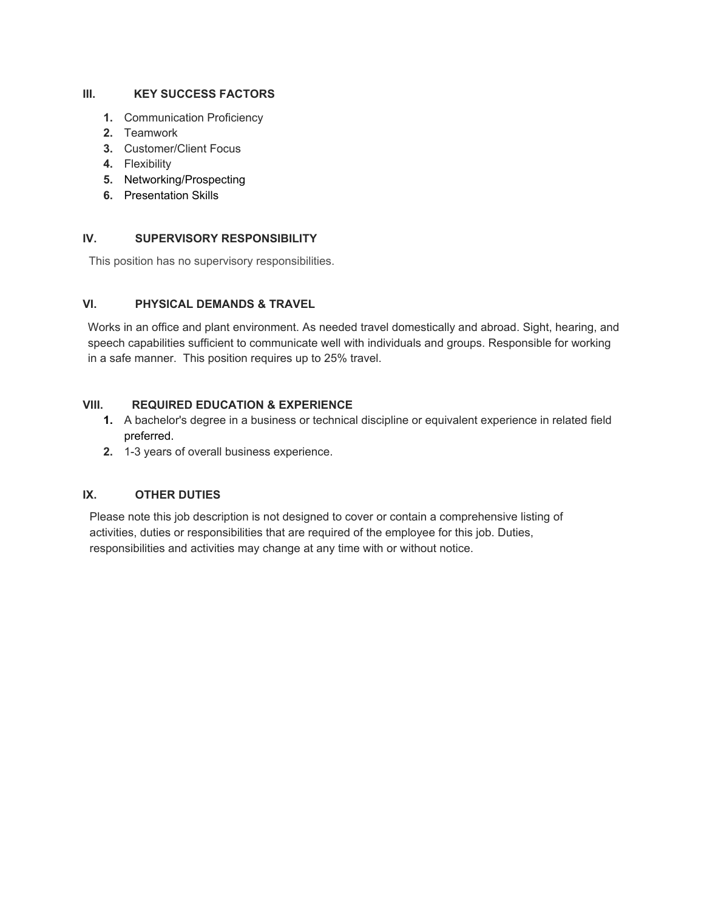## III. KEY SUCCESS FACTORS

1. Communication Proficiency
2. Teamwork
3. Customer/Client Focus
4. Flexibility
5. Networking/Prospecting
6. Presentation Skills

## IV. SUPERVISORY RESPONSIBILITY

This position has no supervisory responsibilities.

## VI. PHYSICAL DEMANDS & TRAVEL

Works in an office and plant environment. As needed travel domestically and abroad. Sight, hearing, and speech capabilities sufficient to communicate well with individuals and groups. Responsible for working in a safe manner. This position requires up to 25% travel.

## VIII. REQUIRED EDUCATION & EXPERIENCE

1. A bachelor's degree in a business or technical discipline or equivalent experience in related field preferred.
2. 1-3 years of overall business experience.

## IX. OTHER DUTIES

Please note this job description is not designed to cover or contain a comprehensive listing of activities, duties or responsibilities that are required of the employee for this job. Duties, responsibilities and activities may change at any time with or without notice.